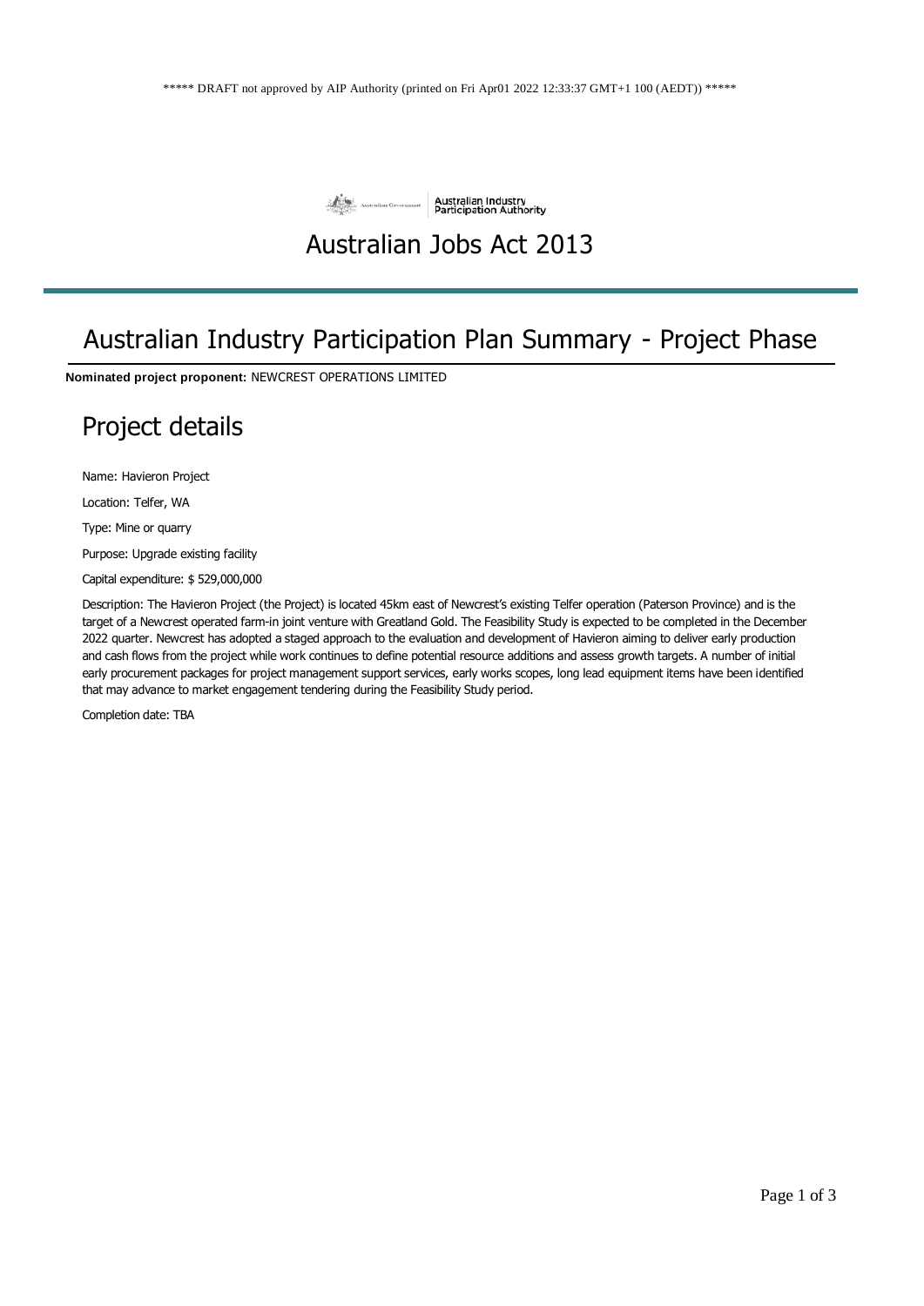***** DRAFT not approved by AIP Authority (printed on Fri Apr01 2022 12:33:37 GMT+1 100 (AEDT)) *****

Australian Government | Australian Industry Participation Authority

# Australian Jobs Act 2013

# Australian Industry Participation Plan Summary - Project Phase

**Nominated project proponent:** NEWCREST OPERATIONS LIMITED

## Project details

Name: Havieron Project

Location: Telfer, WA

Type: Mine or quarry

Purpose: Upgrade existing facility

Capital expenditure: $ 529,000,000

Description: The Havieron Project (the Project) is located 45km east of Newcrest's existing Telfer operation (Paterson Province) and is the target of a Newcrest operated farm-in joint venture with Greatland Gold. The Feasibility Study is expected to be completed in the December 2022 quarter. Newcrest has adopted a staged approach to the evaluation and development of Havieron aiming to deliver early production and cash flows from the project while work continues to define potential resource additions and assess growth targets. A number of initial early procurement packages for project management support services, early works scopes, long lead equipment items have been identified that may advance to market engagement tendering during the Feasibility Study period.

Completion date: TBA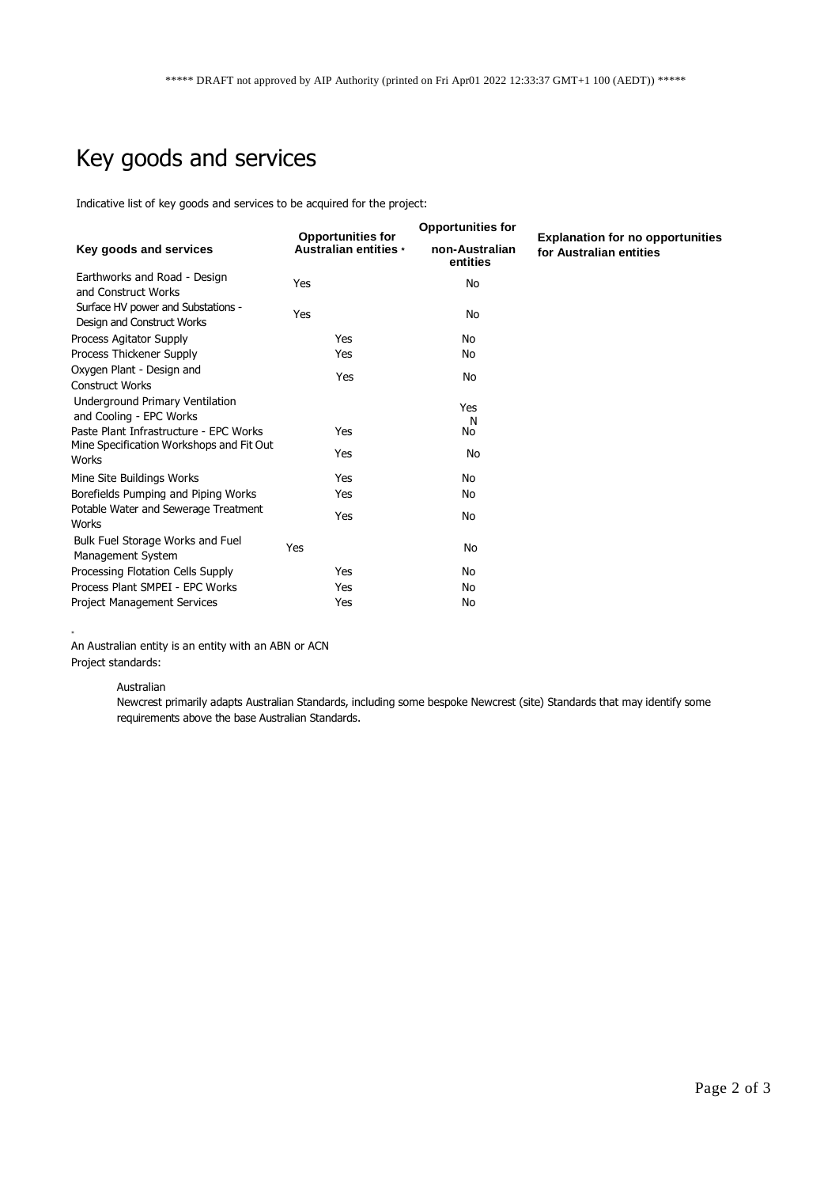# Key goods and services

Indicative list of key goods and services to be acquired for the project:

| Key goods and services | Opportunities for Australian entities * | Opportunities for non-Australian entities | Explanation for no opportunities for Australian entities |
|---|---|---|---|
| Earthworks and Road - Design and Construct Works | Yes | No | |
| Surface HV power and Substations - Design and Construct Works | Yes | No | |
| Process Agitator Supply | Yes | No | |
| Process Thickener Supply | Yes | No | |
| Oxygen Plant - Design and Construct Works | Yes | No | |
| Underground Primary Ventilation and Cooling - EPC Works | | Yes N | |
| Paste Plant Infrastructure - EPC Works | Yes | No | |
| Mine Specification Workshops and Fit Out Works | Yes | No | |
| Mine Site Buildings Works | Yes | No | |
| Borefields Pumping and Piping Works | Yes | No | |
| Potable Water and Sewerage Treatment Works | Yes | No | |
| Bulk Fuel Storage Works and Fuel Management System | Yes | No | |
| Processing Flotation Cells Supply | Yes | No | |
| Process Plant SMPEI - EPC Works | Yes | No | |
| Project Management Services | Yes | No | |

\* An Australian entity is an entity with an ABN or ACN

Project standards:

Australian

Newcrest primarily adapts Australian Standards, including some bespoke Newcrest (site) Standards that may identify some requirements above the base Australian Standards.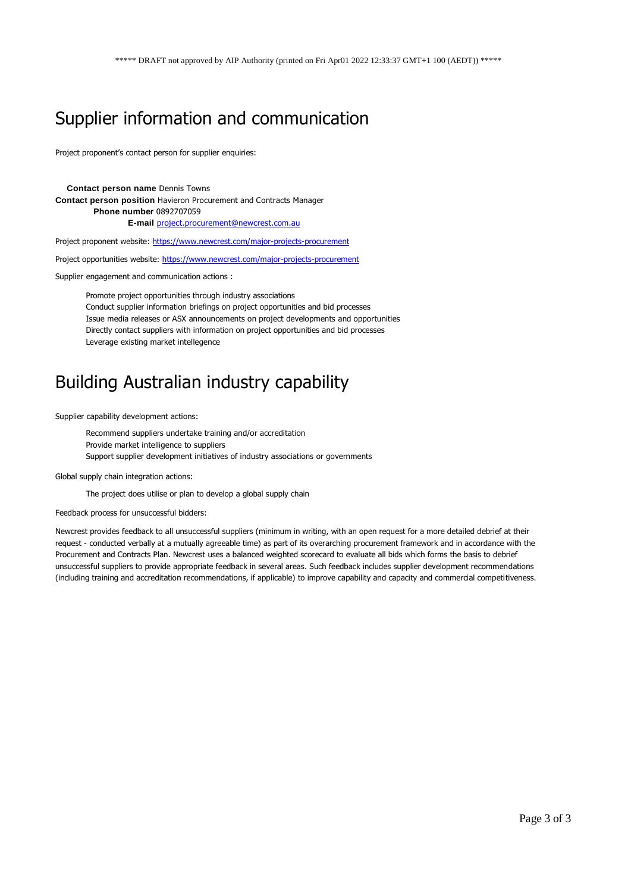# Supplier information and communication

Project proponent's contact person for supplier enquiries:

**Contact person name** Dennis Towns
**Contact person position** Havieron Procurement and Contracts Manager
**Phone number** 0892707059
**E-mail** project.procurement@newcrest.com.au

Project proponent website: https://www.newcrest.com/major-projects-procurement

Project opportunities website: https://www.newcrest.com/major-projects-procurement

Supplier engagement and communication actions :

- Promote project opportunities through industry associations
- Conduct supplier information briefings on project opportunities and bid processes
- Issue media releases or ASX announcements on project developments and opportunities
- Directly contact suppliers with information on project opportunities and bid processes
- Leverage existing market intellegence

# Building Australian industry capability

Supplier capability development actions:

- Recommend suppliers undertake training and/or accreditation
- Provide market intelligence to suppliers
- Support supplier development initiatives of industry associations or governments

Global supply chain integration actions:

- The project does utilise or plan to develop a global supply chain

Feedback process for unsuccessful bidders:

Newcrest provides feedback to all unsuccessful suppliers (minimum in writing, with an open request for a more detailed debrief at their request - conducted verbally at a mutually agreeable time) as part of its overarching procurement framework and in accordance with the Procurement and Contracts Plan. Newcrest uses a balanced weighted scorecard to evaluate all bids which forms the basis to debrief unsuccessful suppliers to provide appropriate feedback in several areas. Such feedback includes supplier development recommendations (including training and accreditation recommendations, if applicable) to improve capability and capacity and commercial competitiveness.